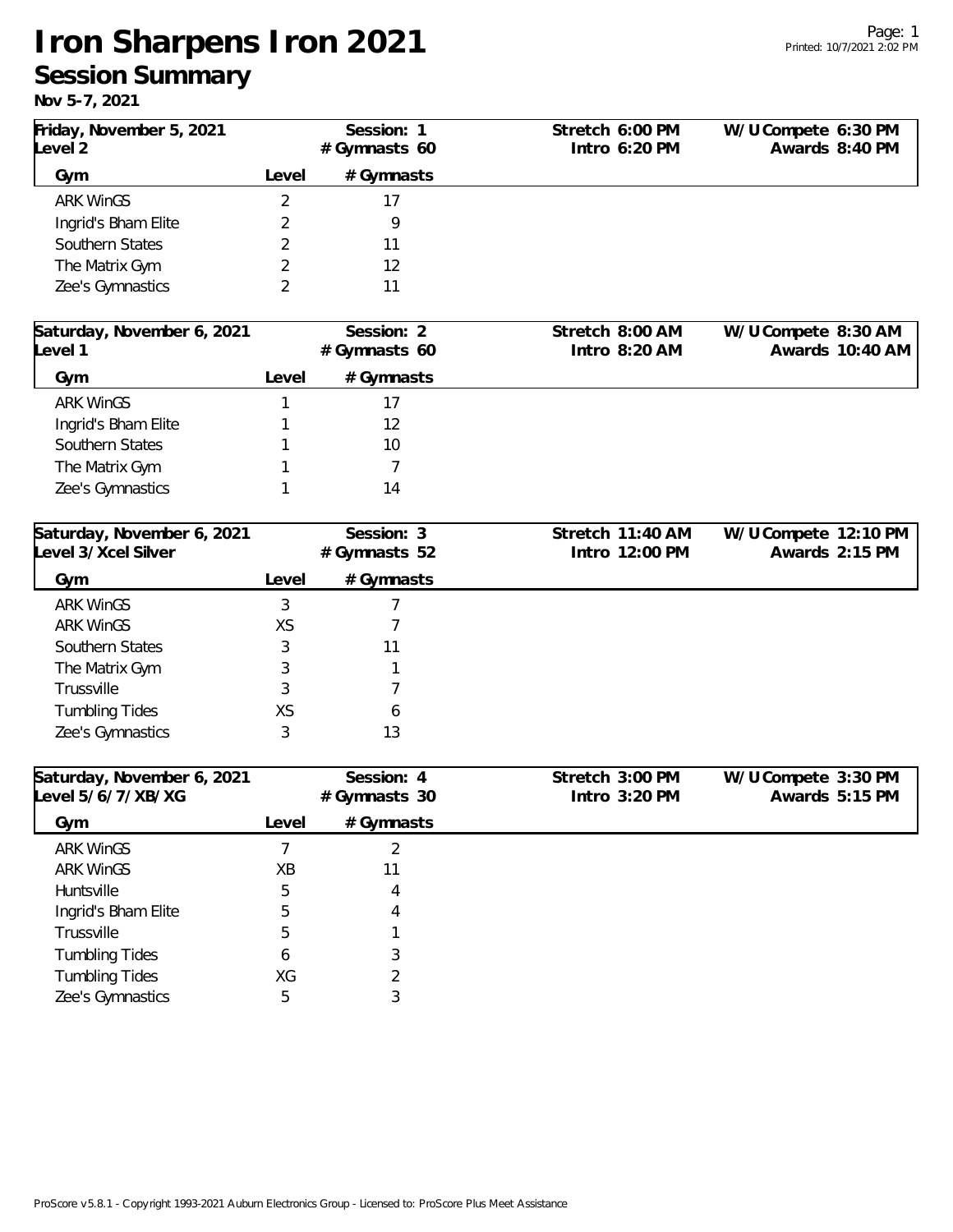# Iron Sharpens Iron 2021

## Session Summary

**Nov 5-7, 2021**

**Friday, November 5, 2021** — Level 2
Session: 1 — # Gymnasts 60
Stretch 6:00 PM — Intro 6:20 PM — W/U Compete 6:30 PM — Awards 8:40 PM

| Gym | Level | # Gymnasts |
|---|---|---|
| ARK WinGS | 2 | 17 |
| Ingrid's Bham Elite | 2 | 9 |
| Southern States | 2 | 11 |
| The Matrix Gym | 2 | 12 |
| Zee's Gymnastics | 2 | 11 |

**Saturday, November 6, 2021** — Level 1
Session: 2 — # Gymnasts 60
Stretch 8:00 AM — Intro 8:20 AM — W/U Compete 8:30 AM — Awards 10:40 AM

| Gym | Level | # Gymnasts |
|---|---|---|
| ARK WinGS | 1 | 17 |
| Ingrid's Bham Elite | 1 | 12 |
| Southern States | 1 | 10 |
| The Matrix Gym | 1 | 7 |
| Zee's Gymnastics | 1 | 14 |

**Saturday, November 6, 2021** — Level 3/Xcel Silver
Session: 3 — # Gymnasts 52
Stretch 11:40 AM — Intro 12:00 PM — W/U Compete 12:10 PM — Awards 2:15 PM

| Gym | Level | # Gymnasts |
|---|---|---|
| ARK WinGS | 3 | 7 |
| ARK WinGS | XS | 7 |
| Southern States | 3 | 11 |
| The Matrix Gym | 3 | 1 |
| Trussville | 3 | 7 |
| Tumbling Tides | XS | 6 |
| Zee's Gymnastics | 3 | 13 |

**Saturday, November 6, 2021** — Level 5/6/7/XB/XG
Session: 4 — # Gymnasts 30
Stretch 3:00 PM — Intro 3:20 PM — W/U Compete 3:30 PM — Awards 5:15 PM

| Gym | Level | # Gymnasts |
|---|---|---|
| ARK WinGS | 7 | 2 |
| ARK WinGS | XB | 11 |
| Huntsville | 5 | 4 |
| Ingrid's Bham Elite | 5 | 4 |
| Trussville | 5 | 1 |
| Tumbling Tides | 6 | 3 |
| Tumbling Tides | XG | 2 |
| Zee's Gymnastics | 5 | 3 |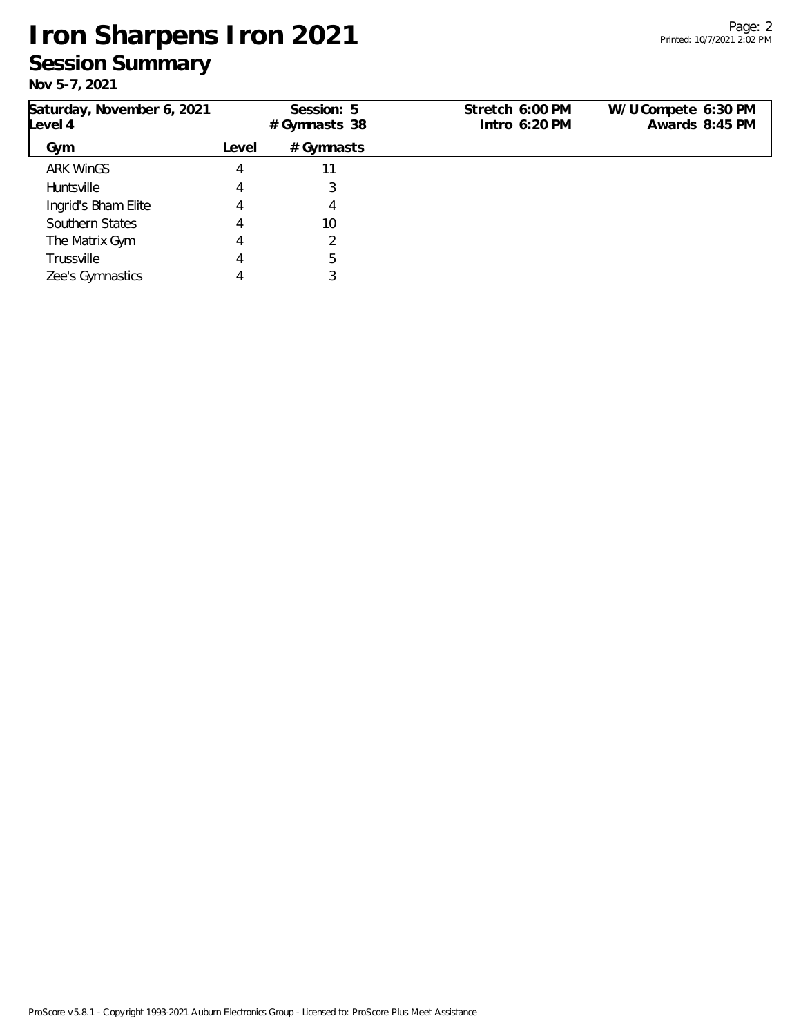# Iron Sharpens Iron 2021

## Session Summary

**Nov 5-7, 2021**

| | | | |
|---|---|---|---|
| Saturday, November 6, 2021 | Session: 5 | Stretch 6:00 PM | W/U Compete 6:30 PM |
| Level 4 | # Gymnasts 38 | Intro 6:20 PM | Awards 8:45 PM |

| Gym | Level | # Gymnasts |
|---|---|---|
| ARK WinGS | 4 | 11 |
| Huntsville | 4 | 3 |
| Ingrid's Bham Elite | 4 | 4 |
| Southern States | 4 | 10 |
| The Matrix Gym | 4 | 2 |
| Trussville | 4 | 5 |
| Zee's Gymnastics | 4 | 3 |

ProScore v5.8.1 - Copyright 1993-2021 Auburn Electronics Group - Licensed to: ProScore Plus Meet Assistance